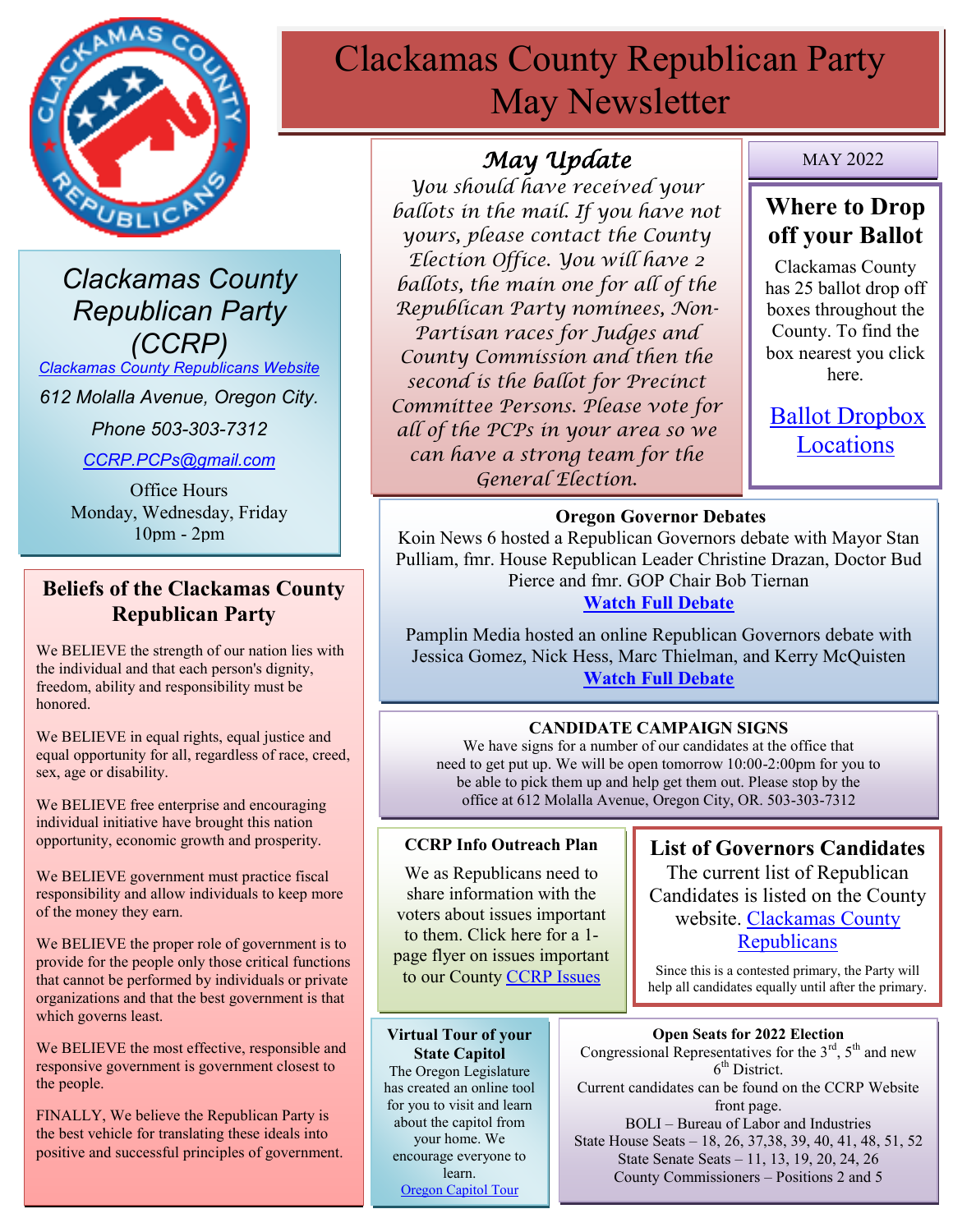# Clackamas County Republican Party May Newsletter

## Clackamas County Republican Party (CCRP)

Clackamas County Republicans Website

612 Molalla Avenue, Oregon City.

Phone 503-303-7312

CCRP.PCPs@gmail.com

Office Hours
Monday, Wednesday, Friday
10pm - 2pm

## Beliefs of the Clackamas County Republican Party

We BELIEVE the strength of our nation lies with the individual and that each person's dignity, freedom, ability and responsibility must be honored.

We BELIEVE in equal rights, equal justice and equal opportunity for all, regardless of race, creed, sex, age or disability.

We BELIEVE free enterprise and encouraging individual initiative have brought this nation opportunity, economic growth and prosperity.

We BELIEVE government must practice fiscal responsibility and allow individuals to keep more of the money they earn.

We BELIEVE the proper role of government is to provide for the people only those critical functions that cannot be performed by individuals or private organizations and that the best government is that which governs least.

We BELIEVE the most effective, responsible and responsive government is government closest to the people.

FINALLY, We believe the Republican Party is the best vehicle for translating these ideals into positive and successful principles of government.

## *May Update*

*You should have received your ballots in the mail. If you have not yours, please contact the County Election Office. You will have 2 ballots, the main one for all of the Republican Party nominees, Non-Partisan races for Judges and County Commission and then the second is the ballot for Precinct Committee Persons. Please vote for all of the PCPs in your area so we can have a strong team for the General Election.*

MAY 2022

## Where to Drop off your Ballot

Clackamas County has 25 ballot drop off boxes throughout the County. To find the box nearest you click here.

Ballot Dropbox Locations

### Oregon Governor Debates

Koin News 6 hosted a Republican Governors debate with Mayor Stan Pulliam, fmr. House Republican Leader Christine Drazan, Doctor Bud Pierce and fmr. GOP Chair Bob Tiernan

**Watch Full Debate**

Pamplin Media hosted an online Republican Governors debate with Jessica Gomez, Nick Hess, Marc Thielman, and Kerry McQuisten

**Watch Full Debate**

### CANDIDATE CAMPAIGN SIGNS

We have signs for a number of our candidates at the office that need to get put up. We will be open tomorrow 10:00-2:00pm for you to be able to pick them up and help get them out. Please stop by the office at 612 Molalla Avenue, Oregon City, OR. 503-303-7312

### CCRP Info Outreach Plan

We as Republicans need to share information with the voters about issues important to them. Click here for a 1-page flyer on issues important to our County CCRP Issues

## List of Governors Candidates

The current list of Republican Candidates is listed on the County website. Clackamas County Republicans

Since this is a contested primary, the Party will help all candidates equally until after the primary.

### Virtual Tour of your State Capitol

The Oregon Legislature has created an online tool for you to visit and learn about the capitol from your home. We encourage everyone to learn.

Oregon Capitol Tour

### Open Seats for 2022 Election

Congressional Representatives for the 3rd, 5th and new 6th District.

Current candidates can be found on the CCRP Website front page.

BOLI – Bureau of Labor and Industries

State House Seats – 18, 26, 37,38, 39, 40, 41, 48, 51, 52

State Senate Seats – 11, 13, 19, 20, 24, 26

County Commissioners – Positions 2 and 5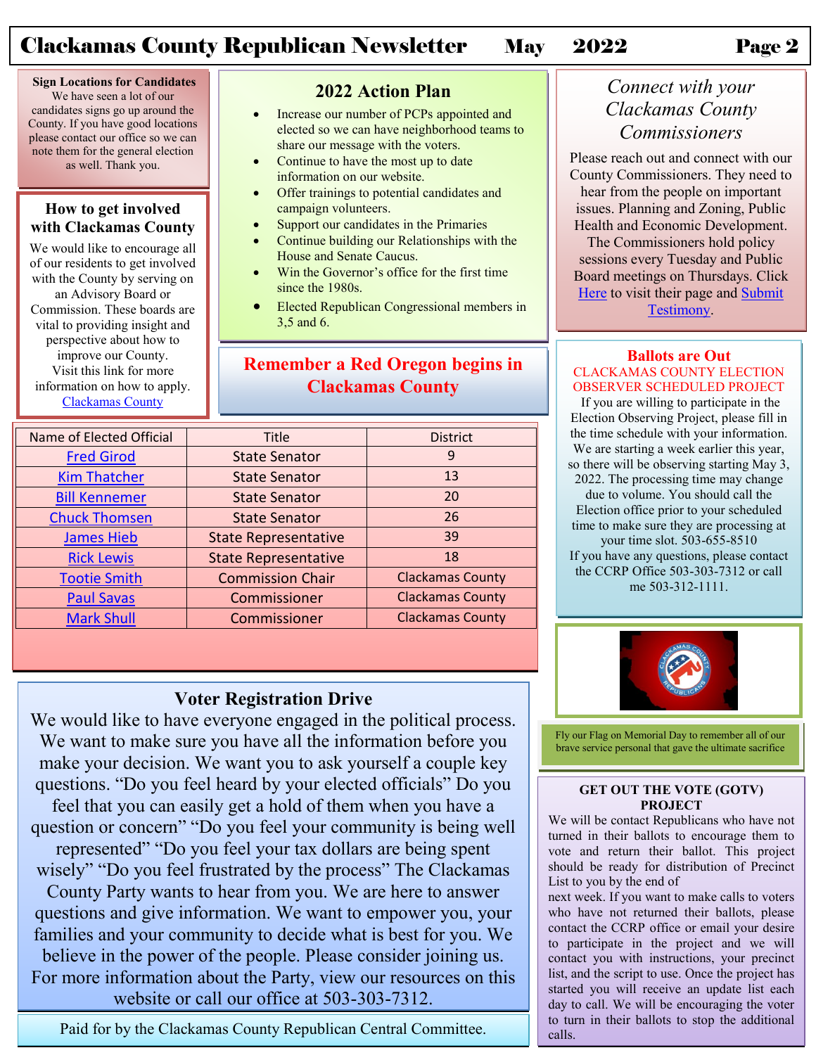# Clackamas County Republican Newsletter May 2022

### Sign Locations for Candidates

We have seen a lot of our candidates signs go up around the County. If you have good locations please contact our office so we can note them for the general election as well. Thank you.

### How to get involved with Clackamas County

We would like to encourage all of our residents to get involved with the County by serving on an Advisory Board or Commission. These boards are vital to providing insight and perspective about how to improve our County.
Visit this link for more information on how to apply.
[Clackamas County]

## 2022 Action Plan

- Increase our number of PCPs appointed and elected so we can have neighborhood teams to share our message with the voters.
- Continue to have the most up to date information on our website.
- Offer trainings to potential candidates and campaign volunteers.
- Support our candidates in the Primaries
- Continue building our Relationships with the House and Senate Caucus.
- Win the Governor's office for the first time since the 1980s.
- Elected Republican Congressional members in 3,5 and 6.

## Remember a Red Oregon begins in Clackamas County

## *Connect with your Clackamas County Commissioners*

Please reach out and connect with our County Commissioners. They need to hear from the people on important issues. Planning and Zoning, Public Health and Economic Development. The Commissioners hold policy sessions every Tuesday and Public Board meetings on Thursdays. Click [Here] to visit their page and [Submit Testimony].

| Name of Elected Official | Title | District |
|---|---|---|
| Fred Girod | State Senator | 9 |
| Kim Thatcher | State Senator | 13 |
| Bill Kennemer | State Senator | 20 |
| Chuck Thomsen | State Senator | 26 |
| James Hieb | State Representative | 39 |
| Rick Lewis | State Representative | 18 |
| Tootie Smith | Commission Chair | Clackamas County |
| Paul Savas | Commissioner | Clackamas County |
| Mark Shull | Commissioner | Clackamas County |

### Ballots are Out

CLACKAMAS COUNTY ELECTION OBSERVER SCHEDULED PROJECT

If you are willing to participate in the Election Observing Project, please fill in the time schedule with your information. We are starting a week earlier this year, so there will be observing starting May 3, 2022. The processing time may change due to volume. You should call the Election office prior to your scheduled time to make sure they are processing at your time slot. 503-655-8510
If you have any questions, please contact the CCRP Office 503-303-7312 or call me 503-312-1111.

## Voter Registration Drive

We would like to have everyone engaged in the political process. We want to make sure you have all the information before you make your decision. We want you to ask yourself a couple key questions. "Do you feel heard by your elected officials" Do you feel that you can easily get a hold of them when you have a question or concern" "Do you feel your community is being well represented" "Do you feel your tax dollars are being spent wisely" "Do you feel frustrated by the process" The Clackamas County Party wants to hear from you. We are here to answer questions and give information. We want to empower you, your families and your community to decide what is best for you. We believe in the power of the people. Please consider joining us. For more information about the Party, view our resources on this website or call our office at 503-303-7312.

Fly our Flag on Memorial Day to remember all of our brave service personal that gave the ultimate sacrifice

### GET OUT THE VOTE (GOTV) PROJECT

We will be contact Republicans who have not turned in their ballots to encourage them to vote and return their ballot. This project should be ready for distribution of Precinct List to you by the end of
next week. If you want to make calls to voters who have not returned their ballots, please contact the CCRP office or email your desire to participate in the project and we will contact you with instructions, your precinct list, and the script to use. Once the project has started you will receive an update list each day to call. We will be encouraging the voter to turn in their ballots to stop the additional calls.

Paid for by the Clackamas County Republican Central Committee.